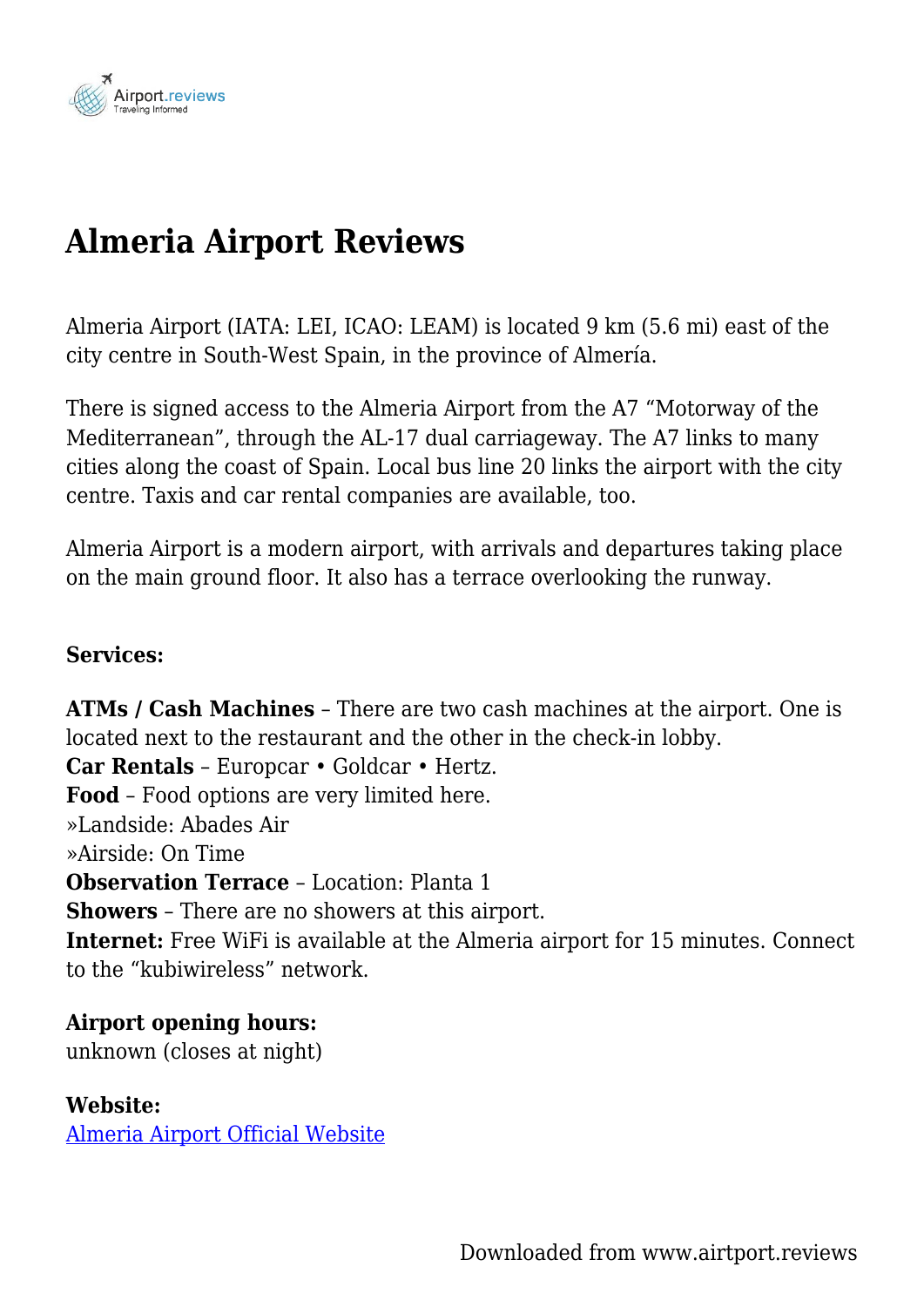# Almeria Airport Reviews

Almeria Airport (IATA: LEI, ICAO: LEAM) is located 9 km (5.6 mi) east of the city centre in South-West Spain, in the province of Almería.

There is signed access to the Almeria Airport from the A7 "Motorway of the Mediterranean", through the AL-17 dual carriageway. The A7 links to many cities along the coast of Spain. Local bus line 20 links the airport with the city centre. Taxis and car rental companies are available, too.

Almeria Airport is a modern airport, with arrivals and departures taking place on the main ground floor. It also has a terrace overlooking the runway.

**Services:**

**ATMs / Cash Machines** – There are two cash machines at the airport. One is located next to the restaurant and the other in the check-in lobby.
**Car Rentals** – Europcar • Goldcar • Hertz.
**Food** – Food options are very limited here.
»Landside: Abades Air
»Airside: On Time
**Observation Terrace** – Location: Planta 1
**Showers** – There are no showers at this airport.
**Internet:** Free WiFi is available at the Almeria airport for 15 minutes. Connect to the "kubiwireless" network.

**Airport opening hours:**
unknown (closes at night)

**Website:**
[Almeria Airport Official Website]()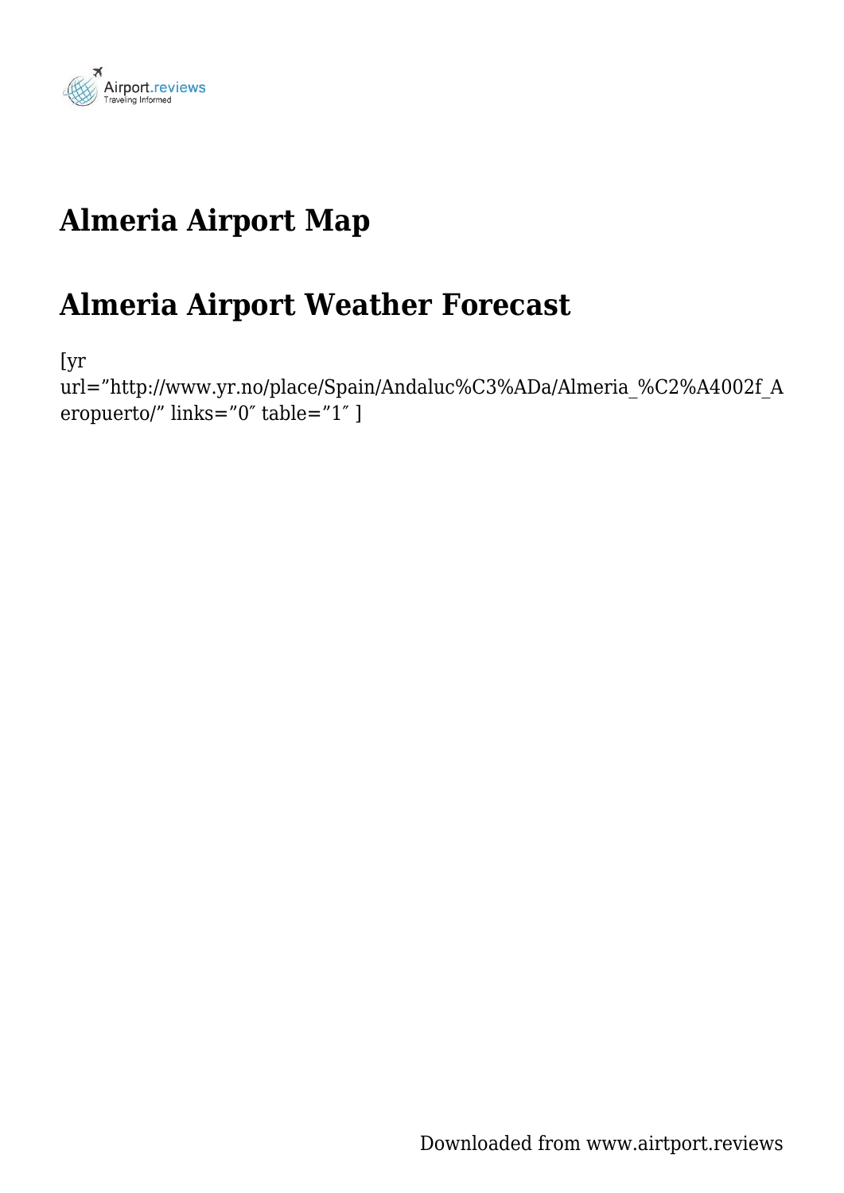# Almeria Airport Map

# Almeria Airport Weather Forecast

[yr url="http://www.yr.no/place/Spain/Andaluc%C3%ADa/Almeria_%C2%A4002f_Aeropuerto/" links="0″ table="1″ ]